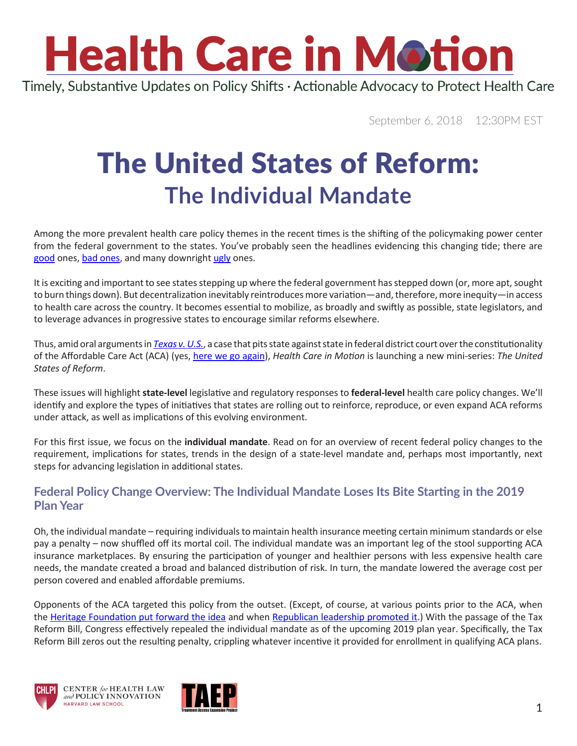# Health Care in Motion

Timely, Substantive Updates on Policy Shifts · Actionable Advocacy to Protect Health Care

September 6, 2018 12:30PM EST

# The United States of Reform:
## The Individual Mandate

Among the more prevalent health care policy themes in the recent times is the shifting of the policymaking power center from the federal government to the states. You've probably seen the headlines evidencing this changing tide; there are good ones, bad ones, and many downright ugly ones.

It is exciting and important to see states stepping up where the federal government has stepped down (or, more apt, sought to burn things down). But decentralization inevitably reintroduces more variation—and, therefore, more inequity—in access to health care across the country. It becomes essential to mobilize, as broadly and swiftly as possible, state legislators, and to leverage advances in progressive states to encourage similar reforms elsewhere.

Thus, amid oral arguments in *Texas v. U.S.*, a case that pits state against state in federal district court over the constitutionality of the Affordable Care Act (ACA) (yes, here we go again), *Health Care in Motion* is launching a new mini-series: *The United States of Reform*.

These issues will highlight **state-level** legislative and regulatory responses to **federal-level** health care policy changes. We'll identify and explore the types of initiatives that states are rolling out to reinforce, reproduce, or even expand ACA reforms under attack, as well as implications of this evolving environment.

For this first issue, we focus on the **individual mandate**. Read on for an overview of recent federal policy changes to the requirement, implications for states, trends in the design of a state-level mandate and, perhaps most importantly, next steps for advancing legislation in additional states.

### Federal Policy Change Overview: The Individual Mandate Loses Its Bite Starting in the 2019 Plan Year

Oh, the individual mandate – requiring individuals to maintain health insurance meeting certain minimum standards or else pay a penalty – now shuffled off its mortal coil. The individual mandate was an important leg of the stool supporting ACA insurance marketplaces. By ensuring the participation of younger and healthier persons with less expensive health care needs, the mandate created a broad and balanced distribution of risk. In turn, the mandate lowered the average cost per person covered and enabled affordable premiums.

Opponents of the ACA targeted this policy from the outset. (Except, of course, at various points prior to the ACA, when the Heritage Foundation put forward the idea and when Republican leadership promoted it.) With the passage of the Tax Reform Bill, Congress effectively repealed the individual mandate as of the upcoming 2019 plan year. Specifically, the Tax Reform Bill zeros out the resulting penalty, crippling whatever incentive it provided for enrollment in qualifying ACA plans.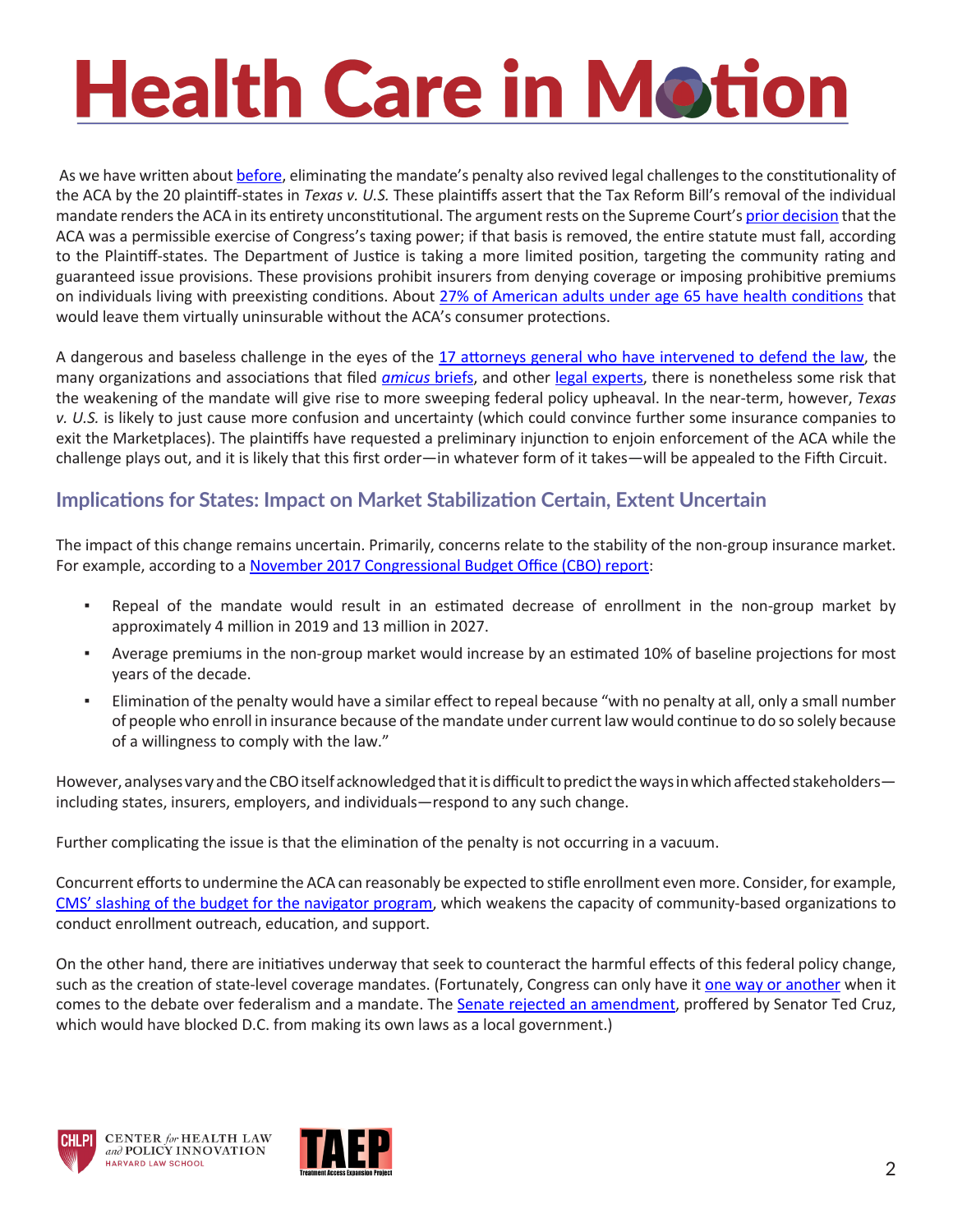As we have written about before, eliminating the mandate's penalty also revived legal challenges to the constitutionality of the ACA by the 20 plaintiff-states in *Texas v. U.S.* These plaintiffs assert that the Tax Reform Bill's removal of the individual mandate renders the ACA in its entirety unconstitutional. The argument rests on the Supreme Court's prior decision that the ACA was a permissible exercise of Congress's taxing power; if that basis is removed, the entire statute must fall, according to the Plaintiff-states. The Department of Justice is taking a more limited position, targeting the community rating and guaranteed issue provisions. These provisions prohibit insurers from denying coverage or imposing prohibitive premiums on individuals living with preexisting conditions. About 27% of American adults under age 65 have health conditions that would leave them virtually uninsurable without the ACA's consumer protections.

A dangerous and baseless challenge in the eyes of the 17 attorneys general who have intervened to defend the law, the many organizations and associations that filed *amicus* briefs, and other legal experts, there is nonetheless some risk that the weakening of the mandate will give rise to more sweeping federal policy upheaval. In the near-term, however, *Texas v. U.S.* is likely to just cause more confusion and uncertainty (which could convince further some insurance companies to exit the Marketplaces). The plaintiffs have requested a preliminary injunction to enjoin enforcement of the ACA while the challenge plays out, and it is likely that this first order—in whatever form of it takes—will be appealed to the Fifth Circuit.

## Implications for States: Impact on Market Stabilization Certain, Extent Uncertain

The impact of this change remains uncertain. Primarily, concerns relate to the stability of the non-group insurance market. For example, according to a November 2017 Congressional Budget Office (CBO) report:

- Repeal of the mandate would result in an estimated decrease of enrollment in the non-group market by approximately 4 million in 2019 and 13 million in 2027.
- Average premiums in the non-group market would increase by an estimated 10% of baseline projections for most years of the decade.
- Elimination of the penalty would have a similar effect to repeal because "with no penalty at all, only a small number of people who enroll in insurance because of the mandate under current law would continue to do so solely because of a willingness to comply with the law."

However, analyses vary and the CBO itself acknowledged that it is difficult to predict the ways in which affected stakeholders—including states, insurers, employers, and individuals—respond to any such change.

Further complicating the issue is that the elimination of the penalty is not occurring in a vacuum.

Concurrent efforts to undermine the ACA can reasonably be expected to stifle enrollment even more. Consider, for example, CMS' slashing of the budget for the navigator program, which weakens the capacity of community-based organizations to conduct enrollment outreach, education, and support.

On the other hand, there are initiatives underway that seek to counteract the harmful effects of this federal policy change, such as the creation of state-level coverage mandates. (Fortunately, Congress can only have it one way or another when it comes to the debate over federalism and a mandate. The Senate rejected an amendment, proffered by Senator Ted Cruz, which would have blocked D.C. from making its own laws as a local government.)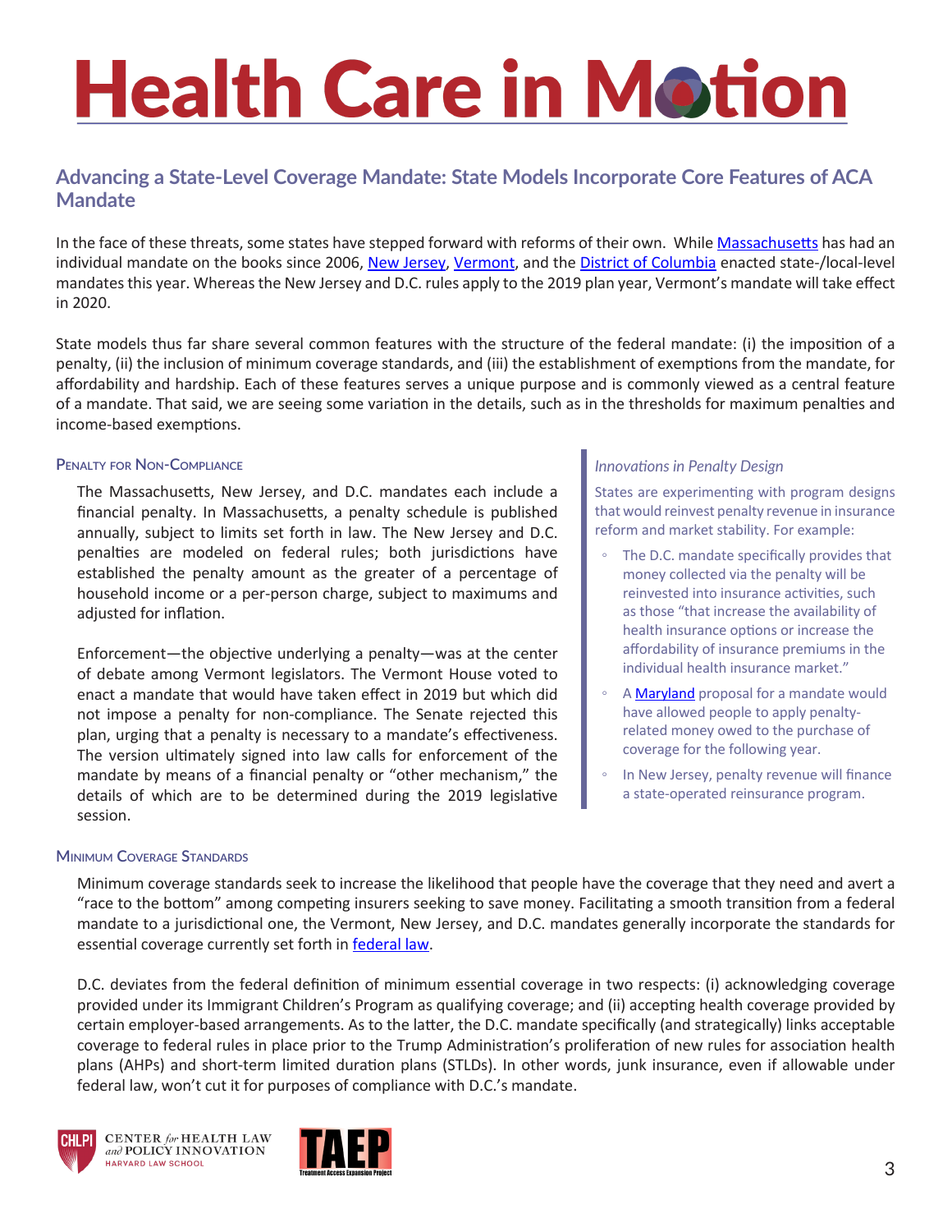# Health Care in Motion

## Advancing a State-Level Coverage Mandate: State Models Incorporate Core Features of ACA Mandate

In the face of these threats, some states have stepped forward with reforms of their own. While Massachusetts has had an individual mandate on the books since 2006, New Jersey, Vermont, and the District of Columbia enacted state-/local-level mandates this year. Whereas the New Jersey and D.C. rules apply to the 2019 plan year, Vermont's mandate will take effect in 2020.

State models thus far share several common features with the structure of the federal mandate: (i) the imposition of a penalty, (ii) the inclusion of minimum coverage standards, and (iii) the establishment of exemptions from the mandate, for affordability and hardship. Each of these features serves a unique purpose and is commonly viewed as a central feature of a mandate. That said, we are seeing some variation in the details, such as in the thresholds for maximum penalties and income-based exemptions.

### Penalty for Non-Compliance

The Massachusetts, New Jersey, and D.C. mandates each include a financial penalty. In Massachusetts, a penalty schedule is published annually, subject to limits set forth in law. The New Jersey and D.C. penalties are modeled on federal rules; both jurisdictions have established the penalty amount as the greater of a percentage of household income or a per-person charge, subject to maximums and adjusted for inflation.

Enforcement—the objective underlying a penalty—was at the center of debate among Vermont legislators. The Vermont House voted to enact a mandate that would have taken effect in 2019 but which did not impose a penalty for non-compliance. The Senate rejected this plan, urging that a penalty is necessary to a mandate's effectiveness. The version ultimately signed into law calls for enforcement of the mandate by means of a financial penalty or "other mechanism," the details of which are to be determined during the 2019 legislative session.

> *Innovations in Penalty Design*
>
> States are experimenting with program designs that would reinvest penalty revenue in insurance reform and market stability. For example:
>
> - The D.C. mandate specifically provides that money collected via the penalty will be reinvested into insurance activities, such as those "that increase the availability of health insurance options or increase the affordability of insurance premiums in the individual health insurance market."
> - A Maryland proposal for a mandate would have allowed people to apply penalty-related money owed to the purchase of coverage for the following year.
> - In New Jersey, penalty revenue will finance a state-operated reinsurance program.

### Minimum Coverage Standards

Minimum coverage standards seek to increase the likelihood that people have the coverage that they need and avert a "race to the bottom" among competing insurers seeking to save money. Facilitating a smooth transition from a federal mandate to a jurisdictional one, the Vermont, New Jersey, and D.C. mandates generally incorporate the standards for essential coverage currently set forth in federal law.

D.C. deviates from the federal definition of minimum essential coverage in two respects: (i) acknowledging coverage provided under its Immigrant Children's Program as qualifying coverage; and (ii) accepting health coverage provided by certain employer-based arrangements. As to the latter, the D.C. mandate specifically (and strategically) links acceptable coverage to federal rules in place prior to the Trump Administration's proliferation of new rules for association health plans (AHPs) and short-term limited duration plans (STLDs). In other words, junk insurance, even if allowable under federal law, won't cut it for purposes of compliance with D.C.'s mandate.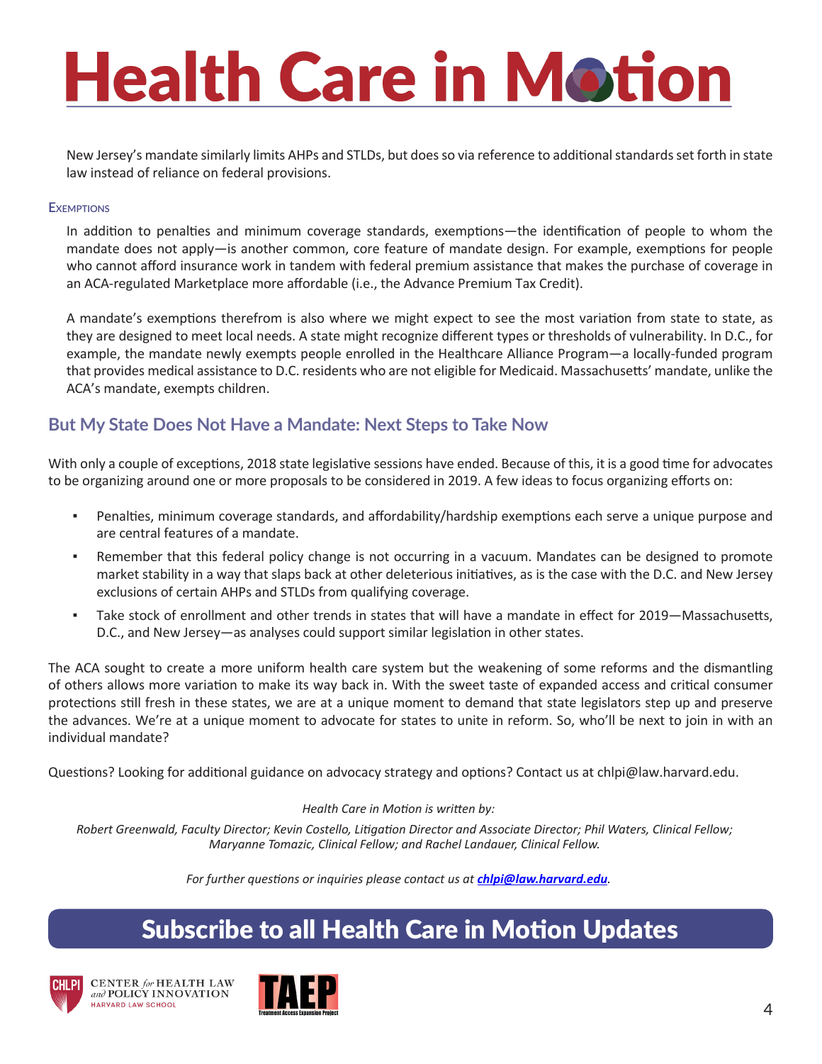# Health Care in Motion

New Jersey's mandate similarly limits AHPs and STLDs, but does so via reference to additional standards set forth in state law instead of reliance on federal provisions.

#### Exemptions

In addition to penalties and minimum coverage standards, exemptions—the identification of people to whom the mandate does not apply—is another common, core feature of mandate design. For example, exemptions for people who cannot afford insurance work in tandem with federal premium assistance that makes the purchase of coverage in an ACA-regulated Marketplace more affordable (i.e., the Advance Premium Tax Credit).

A mandate's exemptions therefrom is also where we might expect to see the most variation from state to state, as they are designed to meet local needs. A state might recognize different types or thresholds of vulnerability. In D.C., for example, the mandate newly exempts people enrolled in the Healthcare Alliance Program—a locally-funded program that provides medical assistance to D.C. residents who are not eligible for Medicaid. Massachusetts' mandate, unlike the ACA's mandate, exempts children.

## But My State Does Not Have a Mandate: Next Steps to Take Now

With only a couple of exceptions, 2018 state legislative sessions have ended. Because of this, it is a good time for advocates to be organizing around one or more proposals to be considered in 2019. A few ideas to focus organizing efforts on:

- Penalties, minimum coverage standards, and affordability/hardship exemptions each serve a unique purpose and are central features of a mandate.
- Remember that this federal policy change is not occurring in a vacuum. Mandates can be designed to promote market stability in a way that slaps back at other deleterious initiatives, as is the case with the D.C. and New Jersey exclusions of certain AHPs and STLDs from qualifying coverage.
- Take stock of enrollment and other trends in states that will have a mandate in effect for 2019—Massachusetts, D.C., and New Jersey—as analyses could support similar legislation in other states.

The ACA sought to create a more uniform health care system but the weakening of some reforms and the dismantling of others allows more variation to make its way back in. With the sweet taste of expanded access and critical consumer protections still fresh in these states, we are at a unique moment to demand that state legislators step up and preserve the advances. We're at a unique moment to advocate for states to unite in reform. So, who'll be next to join in with an individual mandate?

Questions? Looking for additional guidance on advocacy strategy and options? Contact us at chlpi@law.harvard.edu.

*Health Care in Motion is written by:*

*Robert Greenwald, Faculty Director; Kevin Costello, Litigation Director and Associate Director; Phil Waters, Clinical Fellow; Maryanne Tomazic, Clinical Fellow; and Rachel Landauer, Clinical Fellow.*

*For further questions or inquiries please contact us at* ***chlpi@law.harvard.edu****.*

## Subscribe to all Health Care in Motion Updates

CHLPI CENTER *for* HEALTH LAW *and* POLICY INNOVATION HARVARD LAW SCHOOL

TAEP Treatment Access Expansion Project